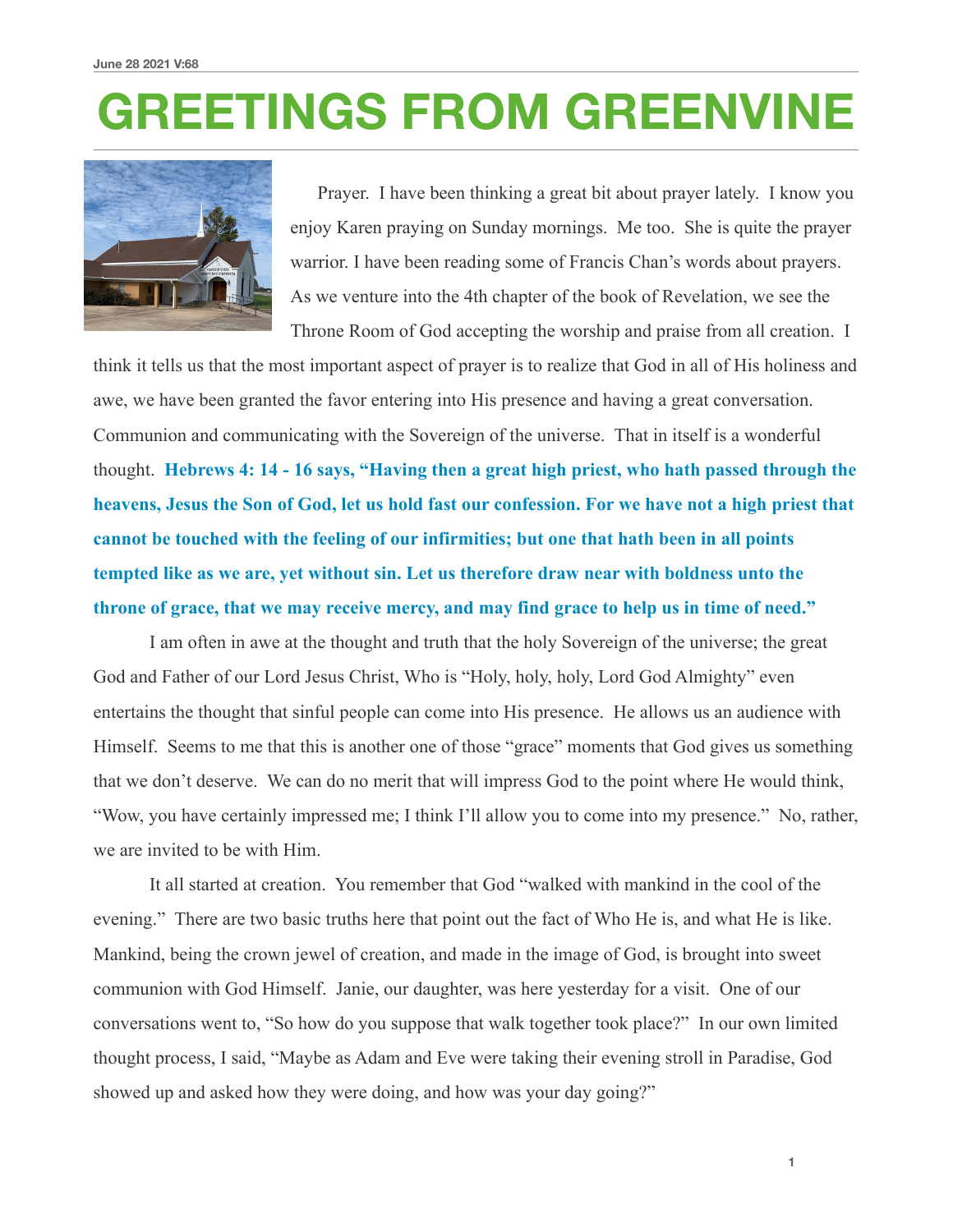June 28 2021 V:68

# GREETINGS FROM GREENVINE

Prayer. I have been thinking a great bit about prayer lately. I know you enjoy Karen praying on Sunday mornings. Me too. She is quite the prayer warrior. I have been reading some of Francis Chan's words about prayers. As we venture into the 4th chapter of the book of Revelation, we see the Throne Room of God accepting the worship and praise from all creation. I think it tells us that the most important aspect of prayer is to realize that God in all of His holiness and awe, we have been granted the favor entering into His presence and having a great conversation. Communion and communicating with the Sovereign of the universe. That in itself is a wonderful thought. **Hebrews 4: 14 - 16 says, "Having then a great high priest, who hath passed through the heavens, Jesus the Son of God, let us hold fast our confession. For we have not a high priest that cannot be touched with the feeling of our infirmities; but one that hath been in all points tempted like as we are, yet without sin. Let us therefore draw near with boldness unto the throne of grace, that we may receive mercy, and may find grace to help us in time of need."**

I am often in awe at the thought and truth that the holy Sovereign of the universe; the great God and Father of our Lord Jesus Christ, Who is "Holy, holy, holy, Lord God Almighty" even entertains the thought that sinful people can come into His presence. He allows us an audience with Himself. Seems to me that this is another one of those "grace" moments that God gives us something that we don't deserve. We can do no merit that will impress God to the point where He would think, "Wow, you have certainly impressed me; I think I'll allow you to come into my presence." No, rather, we are invited to be with Him.

It all started at creation. You remember that God "walked with mankind in the cool of the evening." There are two basic truths here that point out the fact of Who He is, and what He is like. Mankind, being the crown jewel of creation, and made in the image of God, is brought into sweet communion with God Himself. Janie, our daughter, was here yesterday for a visit. One of our conversations went to, "So how do you suppose that walk together took place?" In our own limited thought process, I said, "Maybe as Adam and Eve were taking their evening stroll in Paradise, God showed up and asked how they were doing, and how was your day going?"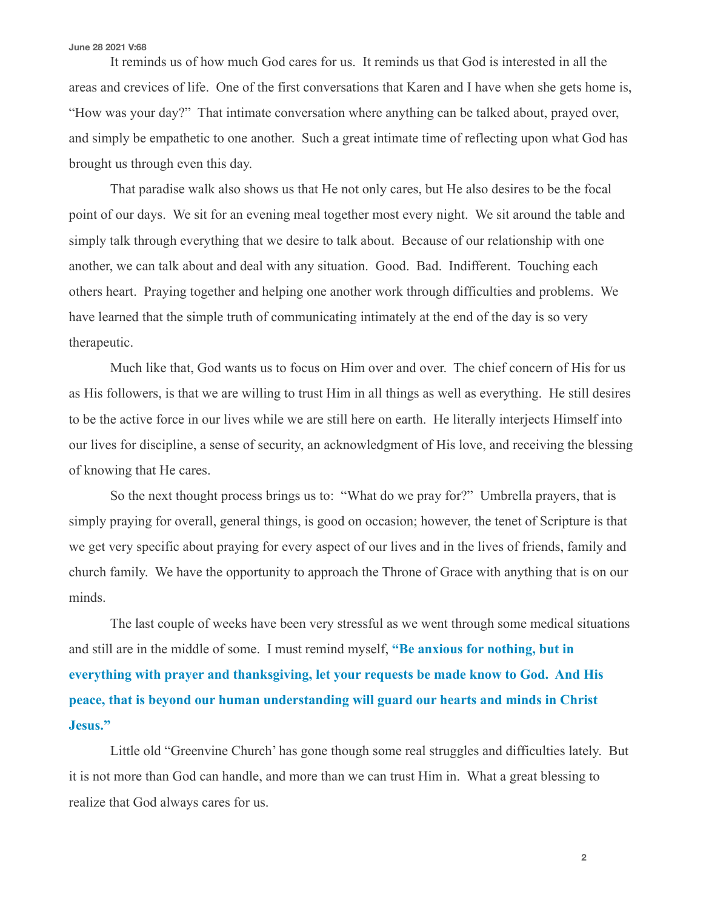It reminds us of how much God cares for us. It reminds us that God is interested in all the areas and crevices of life. One of the first conversations that Karen and I have when she gets home is, "How was your day?" That intimate conversation where anything can be talked about, prayed over, and simply be empathetic to one another. Such a great intimate time of reflecting upon what God has brought us through even this day.

That paradise walk also shows us that He not only cares, but He also desires to be the focal point of our days. We sit for an evening meal together most every night. We sit around the table and simply talk through everything that we desire to talk about. Because of our relationship with one another, we can talk about and deal with any situation. Good. Bad. Indifferent. Touching each others heart. Praying together and helping one another work through difficulties and problems. We have learned that the simple truth of communicating intimately at the end of the day is so very therapeutic.

Much like that, God wants us to focus on Him over and over. The chief concern of His for us as His followers, is that we are willing to trust Him in all things as well as everything. He still desires to be the active force in our lives while we are still here on earth. He literally interjects Himself into our lives for discipline, a sense of security, an acknowledgment of His love, and receiving the blessing of knowing that He cares.

So the next thought process brings us to: "What do we pray for?" Umbrella prayers, that is simply praying for overall, general things, is good on occasion; however, the tenet of Scripture is that we get very specific about praying for every aspect of our lives and in the lives of friends, family and church family. We have the opportunity to approach the Throne of Grace with anything that is on our minds.

The last couple of weeks have been very stressful as we went through some medical situations and still are in the middle of some. I must remind myself, **"Be anxious for nothing, but in everything with prayer and thanksgiving, let your requests be made know to God. And His peace, that is beyond our human understanding will guard our hearts and minds in Christ Jesus."**

Little old "Greenvine Church' has gone though some real struggles and difficulties lately. But it is not more than God can handle, and more than we can trust Him in. What a great blessing to realize that God always cares for us.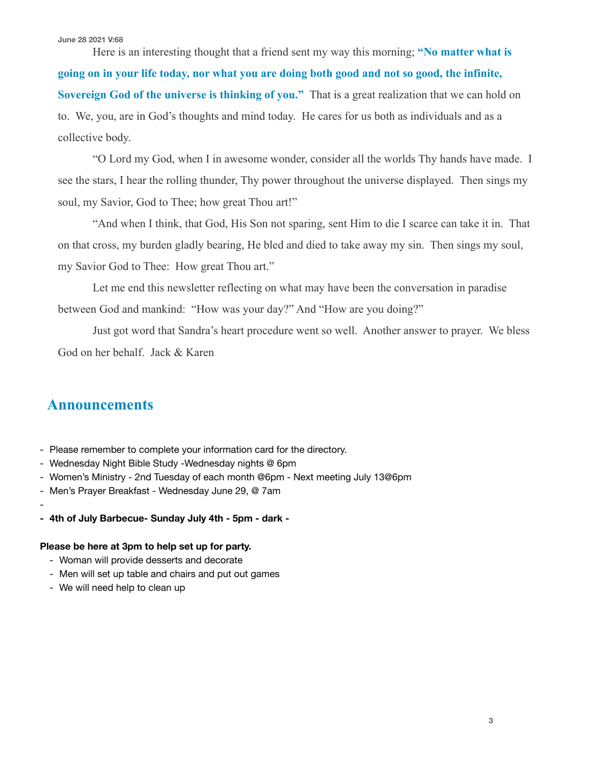June 28 2021 V:68

Here is an interesting thought that a friend sent my way this morning; **"No matter what is going on in your life today, nor what you are doing both good and not so good, the infinite, Sovereign God of the universe is thinking of you."** That is a great realization that we can hold on to. We, you, are in God's thoughts and mind today. He cares for us both as individuals and as a collective body.

"O Lord my God, when I in awesome wonder, consider all the worlds Thy hands have made. I see the stars, I hear the rolling thunder, Thy power throughout the universe displayed. Then sings my soul, my Savior, God to Thee; how great Thou art!"

"And when I think, that God, His Son not sparing, sent Him to die I scarce can take it in. That on that cross, my burden gladly bearing, He bled and died to take away my sin. Then sings my soul, my Savior God to Thee: How great Thou art."

Let me end this newsletter reflecting on what may have been the conversation in paradise between God and mankind: "How was your day?" And "How are you doing?"

Just got word that Sandra's heart procedure went so well. Another answer to prayer. We bless God on her behalf. Jack & Karen

## Announcements

- Please remember to complete your information card for the directory.
- Wednesday Night Bible Study -Wednesday nights @ 6pm
- Women's Ministry - 2nd Tuesday of each month @6pm - Next meeting July 13@6pm
- Men's Prayer Breakfast - Wednesday June 29, @ 7am
-
- **4th of July Barbecue- Sunday July 4th - 5pm - dark -**

**Please be here at 3pm to help set up for party.**

- Woman will provide desserts and decorate
- Men will set up table and chairs and put out games
- We will need help to clean up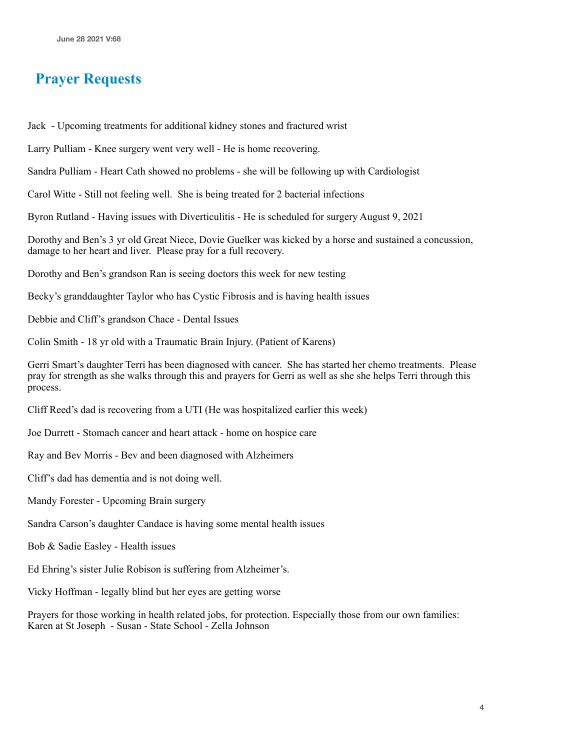June 28 2021 V:68

## Prayer Requests

Jack - Upcoming treatments for additional kidney stones and fractured wrist

Larry Pulliam - Knee surgery went very well - He is home recovering.

Sandra Pulliam - Heart Cath showed no problems - she will be following up with Cardiologist

Carol Witte - Still not feeling well. She is being treated for 2 bacterial infections

Byron Rutland - Having issues with Diverticulitis - He is scheduled for surgery August 9, 2021

Dorothy and Ben's 3 yr old Great Niece, Dovie Guelker was kicked by a horse and sustained a concussion, damage to her heart and liver. Please pray for a full recovery.

Dorothy and Ben's grandson Ran is seeing doctors this week for new testing

Becky's granddaughter Taylor who has Cystic Fibrosis and is having health issues

Debbie and Cliff's grandson Chace - Dental Issues

Colin Smith - 18 yr old with a Traumatic Brain Injury. (Patient of Karens)

Gerri Smart's daughter Terri has been diagnosed with cancer. She has started her chemo treatments. Please pray for strength as she walks through this and prayers for Gerri as well as she she helps Terri through this process.

Cliff Reed's dad is recovering from a UTI (He was hospitalized earlier this week)

Joe Durrett - Stomach cancer and heart attack - home on hospice care

Ray and Bev Morris - Bev and been diagnosed with Alzheimers

Cliff's dad has dementia and is not doing well.

Mandy Forester - Upcoming Brain surgery

Sandra Carson's daughter Candace is having some mental health issues

Bob & Sadie Easley - Health issues

Ed Ehring's sister Julie Robison is suffering from Alzheimer's.

Vicky Hoffman - legally blind but her eyes are getting worse

Prayers for those working in health related jobs, for protection. Especially those from our own families:
Karen at St Joseph - Susan - State School - Zella Johnson